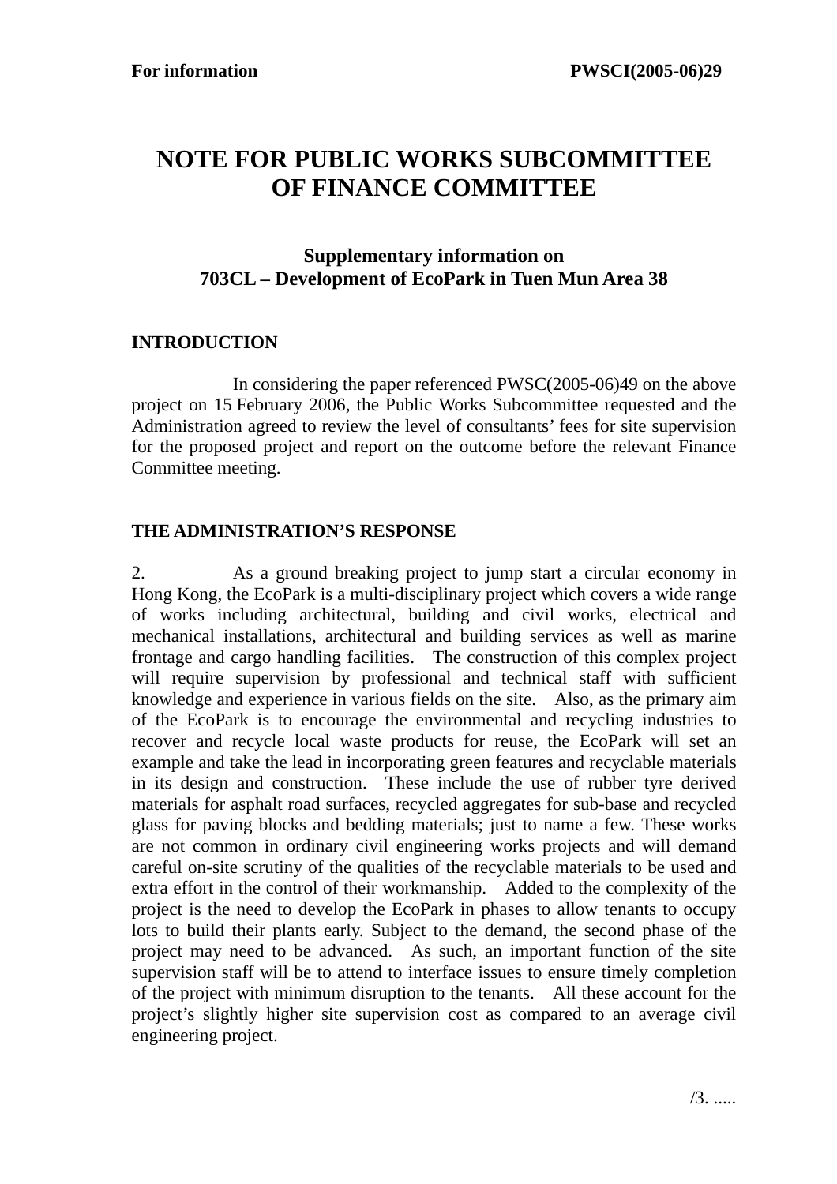**For information** **PWSCI(2005-06)29**

# NOTE FOR PUBLIC WORKS SUBCOMMITTEE OF FINANCE COMMITTEE

## Supplementary information on 703CL – Development of EcoPark in Tuen Mun Area 38

### INTRODUCTION

In considering the paper referenced PWSC(2005-06)49 on the above project on 15 February 2006, the Public Works Subcommittee requested and the Administration agreed to review the level of consultants' fees for site supervision for the proposed project and report on the outcome before the relevant Finance Committee meeting.

### THE ADMINISTRATION'S RESPONSE

2. As a ground breaking project to jump start a circular economy in Hong Kong, the EcoPark is a multi-disciplinary project which covers a wide range of works including architectural, building and civil works, electrical and mechanical installations, architectural and building services as well as marine frontage and cargo handling facilities. The construction of this complex project will require supervision by professional and technical staff with sufficient knowledge and experience in various fields on the site. Also, as the primary aim of the EcoPark is to encourage the environmental and recycling industries to recover and recycle local waste products for reuse, the EcoPark will set an example and take the lead in incorporating green features and recyclable materials in its design and construction. These include the use of rubber tyre derived materials for asphalt road surfaces, recycled aggregates for sub-base and recycled glass for paving blocks and bedding materials; just to name a few. These works are not common in ordinary civil engineering works projects and will demand careful on-site scrutiny of the qualities of the recyclable materials to be used and extra effort in the control of their workmanship. Added to the complexity of the project is the need to develop the EcoPark in phases to allow tenants to occupy lots to build their plants early. Subject to the demand, the second phase of the project may need to be advanced. As such, an important function of the site supervision staff will be to attend to interface issues to ensure timely completion of the project with minimum disruption to the tenants. All these account for the project's slightly higher site supervision cost as compared to an average civil engineering project.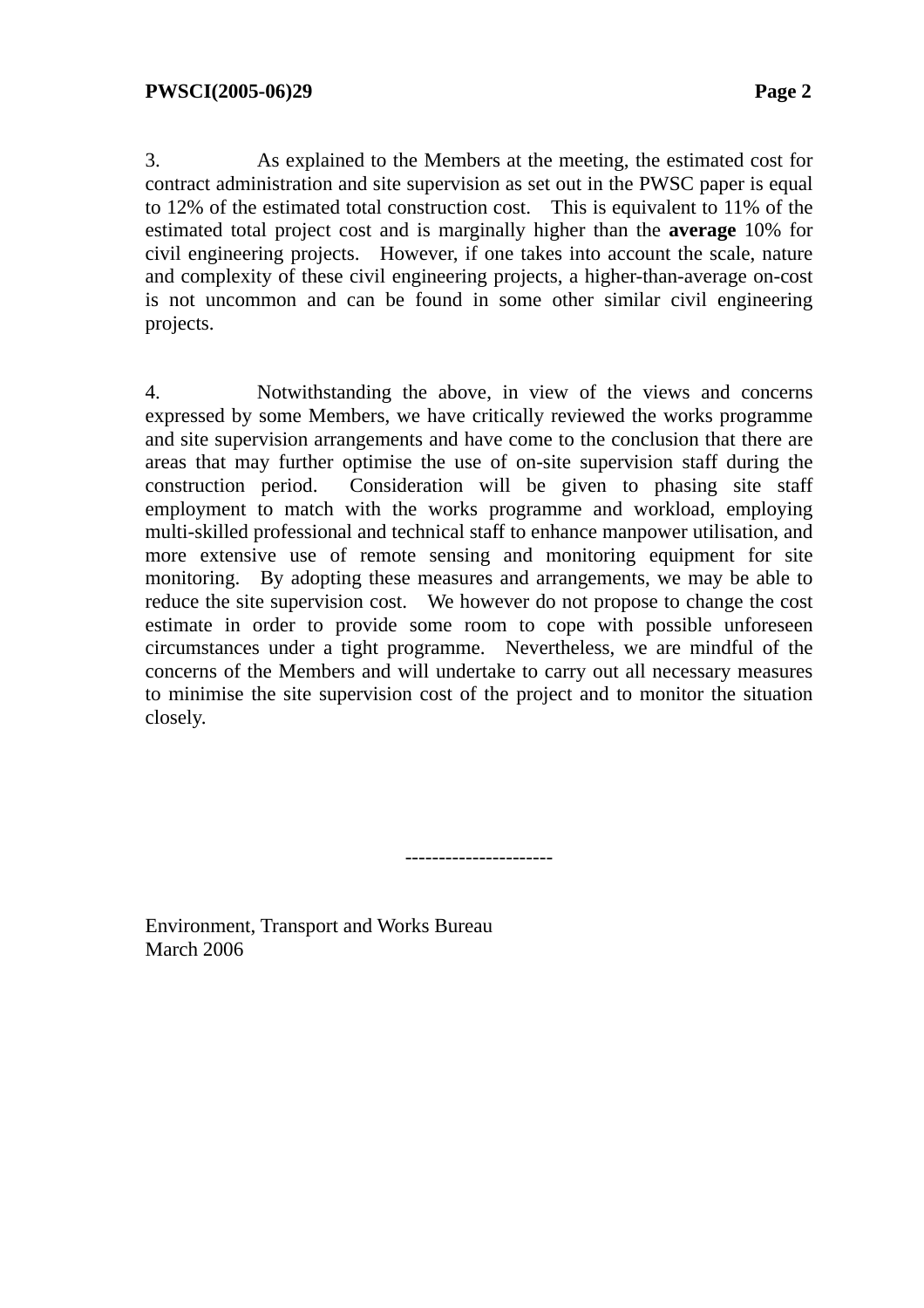3. As explained to the Members at the meeting, the estimated cost for contract administration and site supervision as set out in the PWSC paper is equal to 12% of the estimated total construction cost. This is equivalent to 11% of the estimated total project cost and is marginally higher than the **average** 10% for civil engineering projects. However, if one takes into account the scale, nature and complexity of these civil engineering projects, a higher-than-average on-cost is not uncommon and can be found in some other similar civil engineering projects.

4. Notwithstanding the above, in view of the views and concerns expressed by some Members, we have critically reviewed the works programme and site supervision arrangements and have come to the conclusion that there are areas that may further optimise the use of on-site supervision staff during the construction period. Consideration will be given to phasing site staff employment to match with the works programme and workload, employing multi-skilled professional and technical staff to enhance manpower utilisation, and more extensive use of remote sensing and monitoring equipment for site monitoring. By adopting these measures and arrangements, we may be able to reduce the site supervision cost. We however do not propose to change the cost estimate in order to provide some room to cope with possible unforeseen circumstances under a tight programme. Nevertheless, we are mindful of the concerns of the Members and will undertake to carry out all necessary measures to minimise the site supervision cost of the project and to monitor the situation closely.

---------------------

Environment, Transport and Works Bureau
March 2006